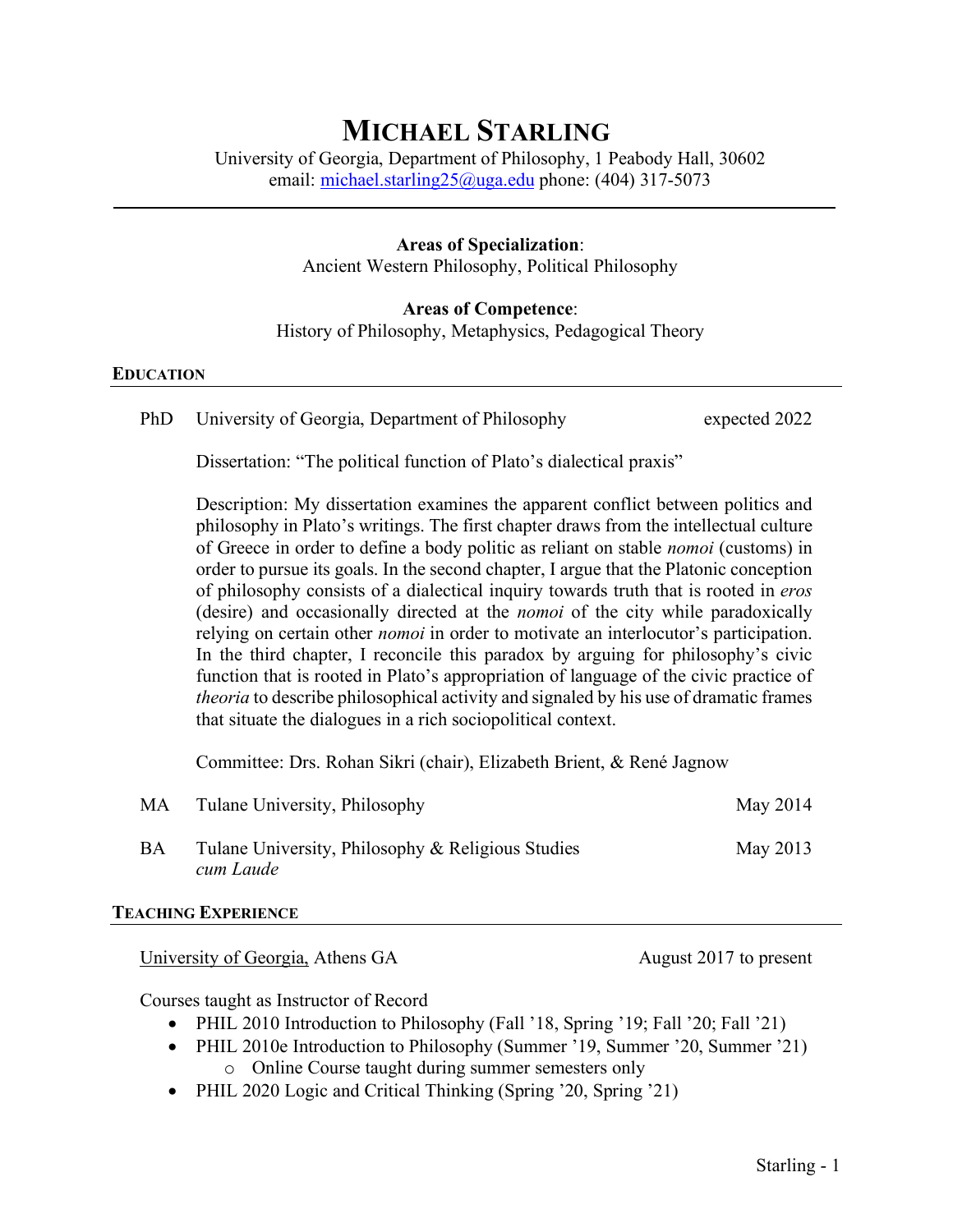# MICHAEL STARLING

University of Georgia, Department of Philosophy, 1 Peabody Hall, 30602
email: michael.starling25@uga.edu phone: (404) 317-5073

**Areas of Specialization**:
Ancient Western Philosophy, Political Philosophy

**Areas of Competence**:
History of Philosophy, Metaphysics, Pedagogical Theory

## EDUCATION

PhD University of Georgia, Department of Philosophy — expected 2022

Dissertation: "The political function of Plato's dialectical praxis"

Description: My dissertation examines the apparent conflict between politics and philosophy in Plato's writings. The first chapter draws from the intellectual culture of Greece in order to define a body politic as reliant on stable *nomoi* (customs) in order to pursue its goals. In the second chapter, I argue that the Platonic conception of philosophy consists of a dialectical inquiry towards truth that is rooted in *eros* (desire) and occasionally directed at the *nomoi* of the city while paradoxically relying on certain other *nomoi* in order to motivate an interlocutor's participation. In the third chapter, I reconcile this paradox by arguing for philosophy's civic function that is rooted in Plato's appropriation of language of the civic practice of *theoria* to describe philosophical activity and signaled by his use of dramatic frames that situate the dialogues in a rich sociopolitical context.

Committee: Drs. Rohan Sikri (chair), Elizabeth Brient, & René Jagnow

MA Tulane University, Philosophy — May 2014

BA Tulane University, Philosophy & Religious Studies — May 2013
*cum Laude*

## TEACHING EXPERIENCE

University of Georgia, Athens GA — August 2017 to present

Courses taught as Instructor of Record

- PHIL 2010 Introduction to Philosophy (Fall '18, Spring '19; Fall '20; Fall '21)
- PHIL 2010e Introduction to Philosophy (Summer '19, Summer '20, Summer '21)
  - Online Course taught during summer semesters only
- PHIL 2020 Logic and Critical Thinking (Spring '20, Spring '21)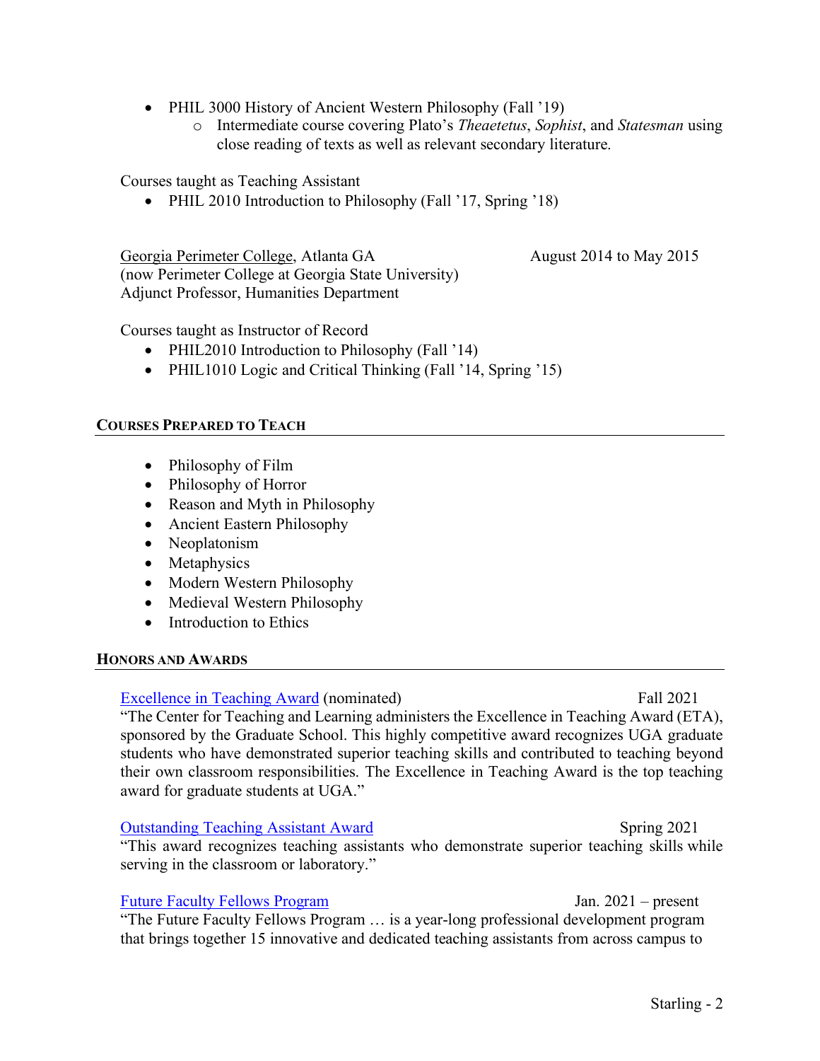- PHIL 3000 History of Ancient Western Philosophy (Fall '19)
  - Intermediate course covering Plato's *Theaetetus*, *Sophist*, and *Statesman* using close reading of texts as well as relevant secondary literature.

Courses taught as Teaching Assistant

- PHIL 2010 Introduction to Philosophy (Fall '17, Spring '18)

Georgia Perimeter College, Atlanta GA — August 2014 to May 2015
(now Perimeter College at Georgia State University)
Adjunct Professor, Humanities Department

Courses taught as Instructor of Record

- PHIL2010 Introduction to Philosophy (Fall '14)
- PHIL1010 Logic and Critical Thinking (Fall '14, Spring '15)

## Courses Prepared to Teach

- Philosophy of Film
- Philosophy of Horror
- Reason and Myth in Philosophy
- Ancient Eastern Philosophy
- Neoplatonism
- Metaphysics
- Modern Western Philosophy
- Medieval Western Philosophy
- Introduction to Ethics

## Honors and Awards

Excellence in Teaching Award (nominated) — Fall 2021
"The Center for Teaching and Learning administers the Excellence in Teaching Award (ETA), sponsored by the Graduate School. This highly competitive award recognizes UGA graduate students who have demonstrated superior teaching skills and contributed to teaching beyond their own classroom responsibilities. The Excellence in Teaching Award is the top teaching award for graduate students at UGA."

Outstanding Teaching Assistant Award — Spring 2021
"This award recognizes teaching assistants who demonstrate superior teaching skills while serving in the classroom or laboratory."

Future Faculty Fellows Program — Jan. 2021 – present
"The Future Faculty Fellows Program … is a year-long professional development program that brings together 15 innovative and dedicated teaching assistants from across campus to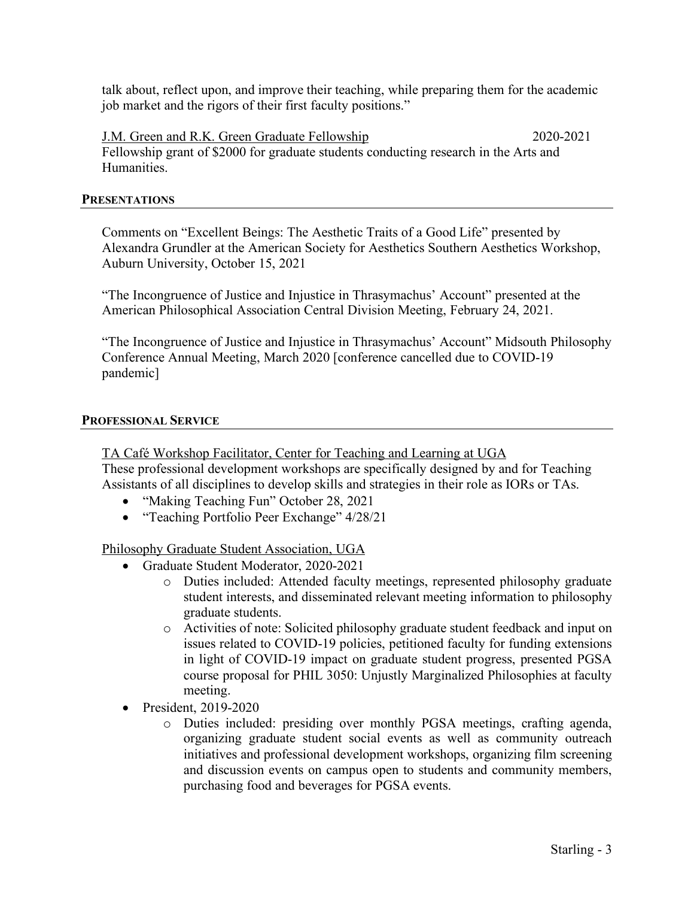talk about, reflect upon, and improve their teaching, while preparing them for the academic job market and the rigors of their first faculty positions."

J.M. Green and R.K. Green Graduate Fellowship 2020-2021
Fellowship grant of $2000 for graduate students conducting research in the Arts and Humanities.

## PRESENTATIONS

Comments on "Excellent Beings: The Aesthetic Traits of a Good Life" presented by Alexandra Grundler at the American Society for Aesthetics Southern Aesthetics Workshop, Auburn University, October 15, 2021

"The Incongruence of Justice and Injustice in Thrasymachus' Account" presented at the American Philosophical Association Central Division Meeting, February 24, 2021.

"The Incongruence of Justice and Injustice in Thrasymachus' Account" Midsouth Philosophy Conference Annual Meeting, March 2020 [conference cancelled due to COVID-19 pandemic]

## PROFESSIONAL SERVICE

TA Café Workshop Facilitator, Center for Teaching and Learning at UGA
These professional development workshops are specifically designed by and for Teaching Assistants of all disciplines to develop skills and strategies in their role as IORs or TAs.

- "Making Teaching Fun" October 28, 2021
- "Teaching Portfolio Peer Exchange" 4/28/21

Philosophy Graduate Student Association, UGA

- Graduate Student Moderator, 2020-2021
    - Duties included: Attended faculty meetings, represented philosophy graduate student interests, and disseminated relevant meeting information to philosophy graduate students.
    - Activities of note: Solicited philosophy graduate student feedback and input on issues related to COVID-19 policies, petitioned faculty for funding extensions in light of COVID-19 impact on graduate student progress, presented PGSA course proposal for PHIL 3050: Unjustly Marginalized Philosophies at faculty meeting.
- President, 2019-2020
    - Duties included: presiding over monthly PGSA meetings, crafting agenda, organizing graduate student social events as well as community outreach initiatives and professional development workshops, organizing film screening and discussion events on campus open to students and community members, purchasing food and beverages for PGSA events.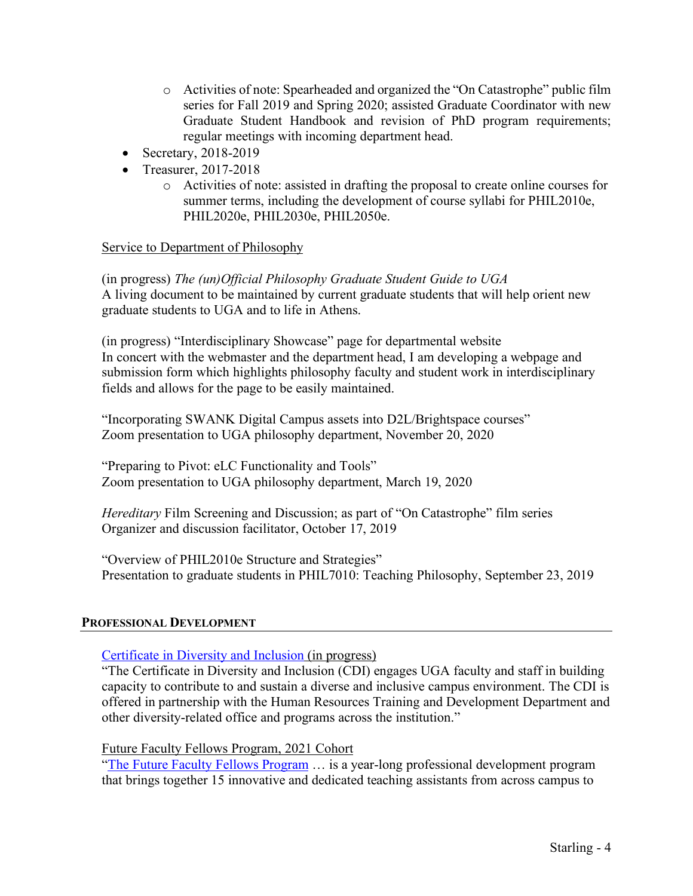- Activities of note: Spearheaded and organized the "On Catastrophe" public film series for Fall 2019 and Spring 2020; assisted Graduate Coordinator with new Graduate Student Handbook and revision of PhD program requirements; regular meetings with incoming department head.
- Secretary, 2018-2019
- Treasurer, 2017-2018
    - Activities of note: assisted in drafting the proposal to create online courses for summer terms, including the development of course syllabi for PHIL2010e, PHIL2020e, PHIL2030e, PHIL2050e.

Service to Department of Philosophy

(in progress) *The (un)Official Philosophy Graduate Student Guide to UGA*
A living document to be maintained by current graduate students that will help orient new graduate students to UGA and to life in Athens.

(in progress) "Interdisciplinary Showcase" page for departmental website
In concert with the webmaster and the department head, I am developing a webpage and submission form which highlights philosophy faculty and student work in interdisciplinary fields and allows for the page to be easily maintained.

"Incorporating SWANK Digital Campus assets into D2L/Brightspace courses"
Zoom presentation to UGA philosophy department, November 20, 2020

"Preparing to Pivot: eLC Functionality and Tools"
Zoom presentation to UGA philosophy department, March 19, 2020

*Hereditary* Film Screening and Discussion; as part of "On Catastrophe" film series
Organizer and discussion facilitator, October 17, 2019

"Overview of PHIL2010e Structure and Strategies"
Presentation to graduate students in PHIL7010: Teaching Philosophy, September 23, 2019

## Professional Development

Certificate in Diversity and Inclusion (in progress)
"The Certificate in Diversity and Inclusion (CDI) engages UGA faculty and staff in building capacity to contribute to and sustain a diverse and inclusive campus environment. The CDI is offered in partnership with the Human Resources Training and Development Department and other diversity-related office and programs across the institution."

Future Faculty Fellows Program, 2021 Cohort
"The Future Faculty Fellows Program … is a year-long professional development program that brings together 15 innovative and dedicated teaching assistants from across campus to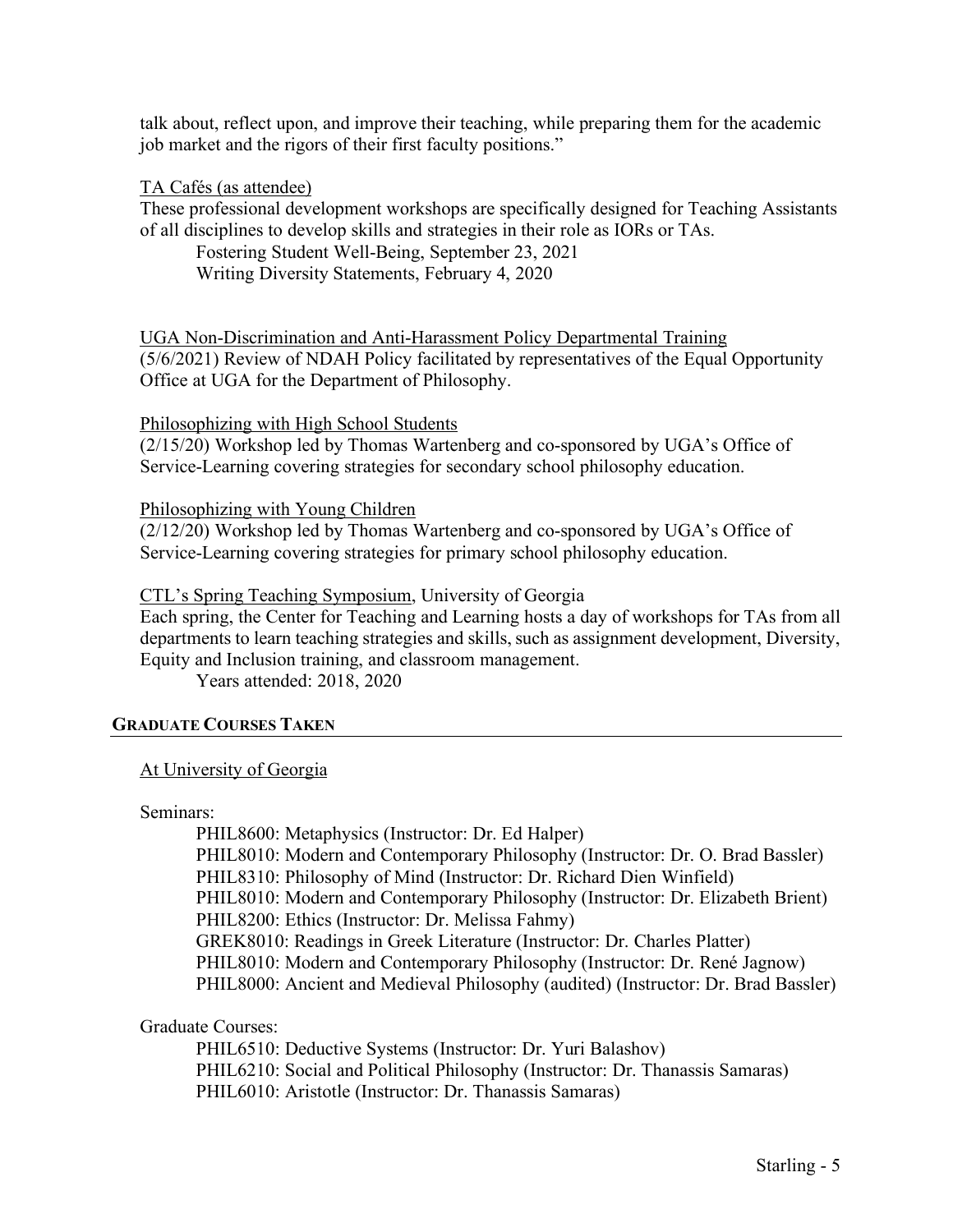talk about, reflect upon, and improve their teaching, while preparing them for the academic job market and the rigors of their first faculty positions."

<u>TA Cafés (as attendee)</u>

These professional development workshops are specifically designed for Teaching Assistants of all disciplines to develop skills and strategies in their role as IORs or TAs.

- Fostering Student Well-Being, September 23, 2021
- Writing Diversity Statements, February 4, 2020

<u>UGA Non-Discrimination and Anti-Harassment Policy Departmental Training</u>

(5/6/2021) Review of NDAH Policy facilitated by representatives of the Equal Opportunity Office at UGA for the Department of Philosophy.

<u>Philosophizing with High School Students</u>

(2/15/20) Workshop led by Thomas Wartenberg and co-sponsored by UGA's Office of Service-Learning covering strategies for secondary school philosophy education.

<u>Philosophizing with Young Children</u>

(2/12/20) Workshop led by Thomas Wartenberg and co-sponsored by UGA's Office of Service-Learning covering strategies for primary school philosophy education.

<u>CTL's Spring Teaching Symposium</u>, University of Georgia

Each spring, the Center for Teaching and Learning hosts a day of workshops for TAs from all departments to learn teaching strategies and skills, such as assignment development, Diversity, Equity and Inclusion training, and classroom management.

Years attended: 2018, 2020

## GRADUATE COURSES TAKEN

<u>At University of Georgia</u>

Seminars:

- PHIL8600: Metaphysics (Instructor: Dr. Ed Halper)
- PHIL8010: Modern and Contemporary Philosophy (Instructor: Dr. O. Brad Bassler)
- PHIL8310: Philosophy of Mind (Instructor: Dr. Richard Dien Winfield)
- PHIL8010: Modern and Contemporary Philosophy (Instructor: Dr. Elizabeth Brient)
- PHIL8200: Ethics (Instructor: Dr. Melissa Fahmy)
- GREK8010: Readings in Greek Literature (Instructor: Dr. Charles Platter)
- PHIL8010: Modern and Contemporary Philosophy (Instructor: Dr. René Jagnow)
- PHIL8000: Ancient and Medieval Philosophy (audited) (Instructor: Dr. Brad Bassler)

Graduate Courses:

- PHIL6510: Deductive Systems (Instructor: Dr. Yuri Balashov)
- PHIL6210: Social and Political Philosophy (Instructor: Dr. Thanassis Samaras)
- PHIL6010: Aristotle (Instructor: Dr. Thanassis Samaras)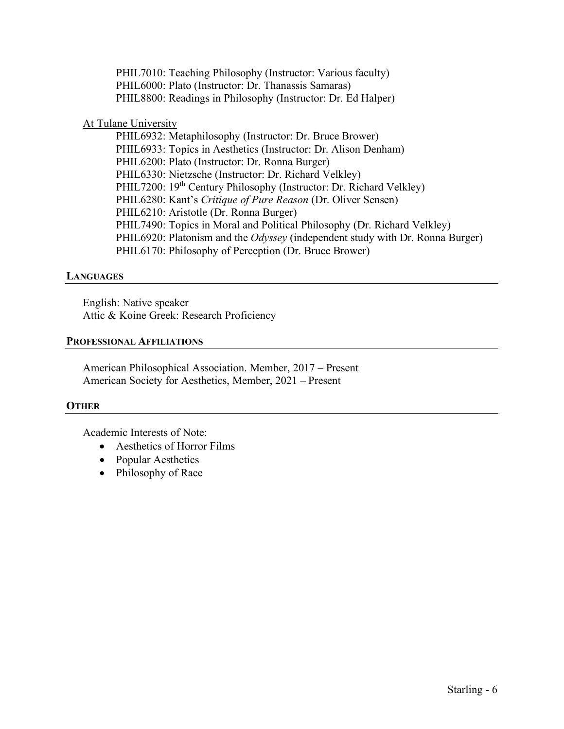PHIL7010: Teaching Philosophy (Instructor: Various faculty)
PHIL6000: Plato (Instructor: Dr. Thanassis Samaras)
PHIL8800: Readings in Philosophy (Instructor: Dr. Ed Halper)

At Tulane University

PHIL6932: Metaphilosophy (Instructor: Dr. Bruce Brower)
PHIL6933: Topics in Aesthetics (Instructor: Dr. Alison Denham)
PHIL6200: Plato (Instructor: Dr. Ronna Burger)
PHIL6330: Nietzsche (Instructor: Dr. Richard Velkley)
PHIL7200: 19th Century Philosophy (Instructor: Dr. Richard Velkley)
PHIL6280: Kant's *Critique of Pure Reason* (Dr. Oliver Sensen)
PHIL6210: Aristotle (Dr. Ronna Burger)
PHIL7490: Topics in Moral and Political Philosophy (Dr. Richard Velkley)
PHIL6920: Platonism and the *Odyssey* (independent study with Dr. Ronna Burger)
PHIL6170: Philosophy of Perception (Dr. Bruce Brower)

## LANGUAGES

English: Native speaker
Attic & Koine Greek: Research Proficiency

## PROFESSIONAL AFFILIATIONS

American Philosophical Association. Member, 2017 – Present
American Society for Aesthetics, Member, 2021 – Present

## OTHER

Academic Interests of Note:

- Aesthetics of Horror Films
- Popular Aesthetics
- Philosophy of Race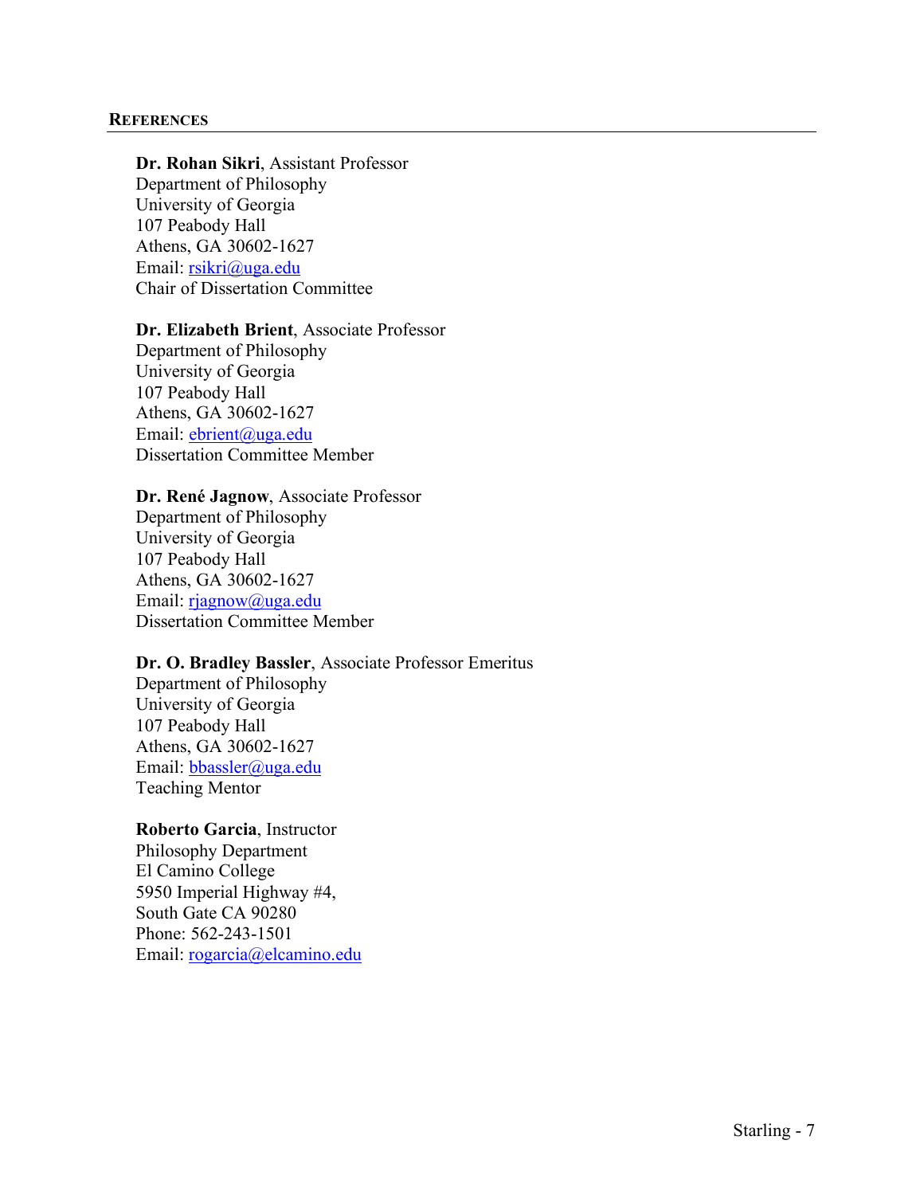## References

**Dr. Rohan Sikri**, Assistant Professor
Department of Philosophy
University of Georgia
107 Peabody Hall
Athens, GA 30602-1627
Email: rsikri@uga.edu
Chair of Dissertation Committee

**Dr. Elizabeth Brient**, Associate Professor
Department of Philosophy
University of Georgia
107 Peabody Hall
Athens, GA 30602-1627
Email: ebrient@uga.edu
Dissertation Committee Member

**Dr. René Jagnow**, Associate Professor
Department of Philosophy
University of Georgia
107 Peabody Hall
Athens, GA 30602-1627
Email: rjagnow@uga.edu
Dissertation Committee Member

**Dr. O. Bradley Bassler**, Associate Professor Emeritus
Department of Philosophy
University of Georgia
107 Peabody Hall
Athens, GA 30602-1627
Email: bbassler@uga.edu
Teaching Mentor

**Roberto Garcia**, Instructor
Philosophy Department
El Camino College
5950 Imperial Highway #4,
South Gate CA 90280
Phone: 562-243-1501
Email: rogarcia@elcamino.edu